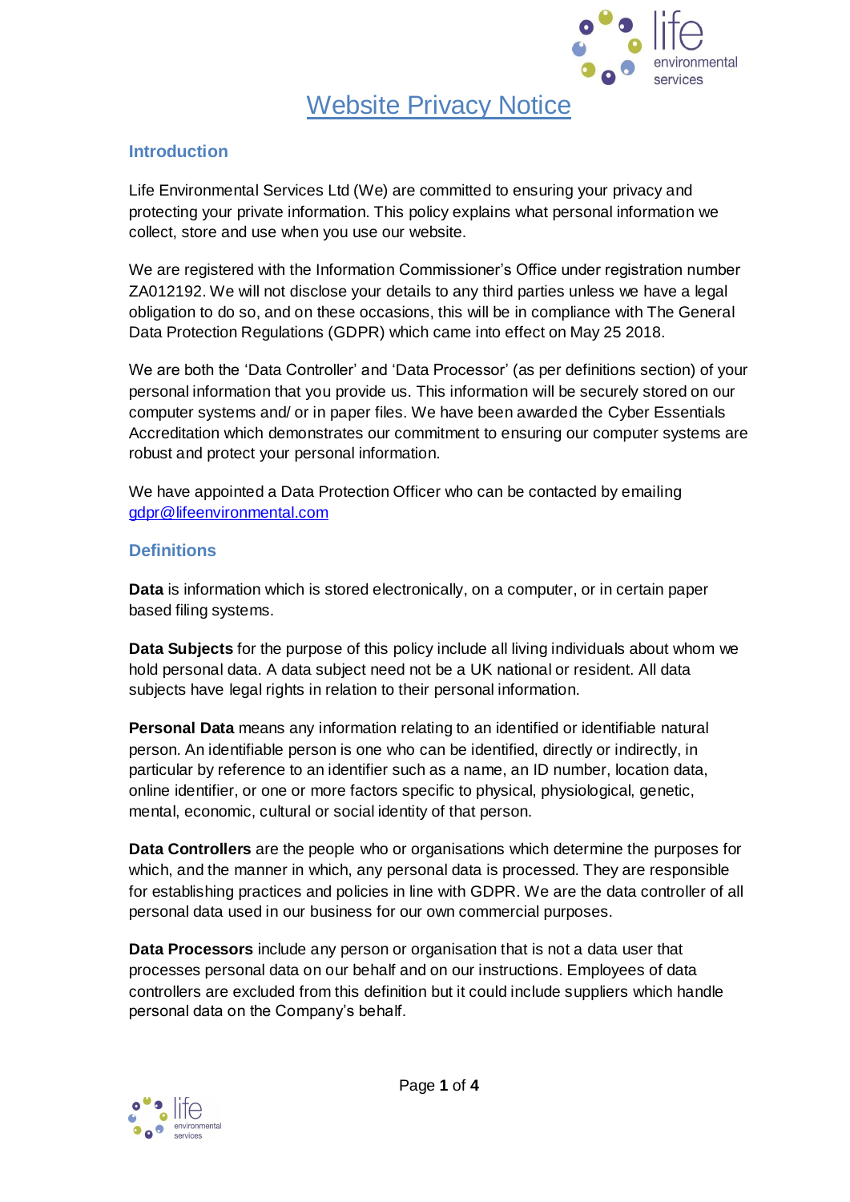# Website Privacy Notice

## Introduction

Life Environmental Services Ltd (We) are committed to ensuring your privacy and protecting your private information. This policy explains what personal information we collect, store and use when you use our website.

We are registered with the Information Commissioner's Office under registration number ZA012192. We will not disclose your details to any third parties unless we have a legal obligation to do so, and on these occasions, this will be in compliance with The General Data Protection Regulations (GDPR) which came into effect on May 25 2018.

We are both the 'Data Controller' and 'Data Processor' (as per definitions section) of your personal information that you provide us. This information will be securely stored on our computer systems and/ or in paper files. We have been awarded the Cyber Essentials Accreditation which demonstrates our commitment to ensuring our computer systems are robust and protect your personal information.

We have appointed a Data Protection Officer who can be contacted by emailing gdpr@lifeenvironmental.com

## Definitions

**Data** is information which is stored electronically, on a computer, or in certain paper based filing systems.

**Data Subjects** for the purpose of this policy include all living individuals about whom we hold personal data. A data subject need not be a UK national or resident. All data subjects have legal rights in relation to their personal information.

**Personal Data** means any information relating to an identified or identifiable natural person. An identifiable person is one who can be identified, directly or indirectly, in particular by reference to an identifier such as a name, an ID number, location data, online identifier, or one or more factors specific to physical, physiological, genetic, mental, economic, cultural or social identity of that person.

**Data Controllers** are the people who or organisations which determine the purposes for which, and the manner in which, any personal data is processed. They are responsible for establishing practices and policies in line with GDPR. We are the data controller of all personal data used in our business for our own commercial purposes.

**Data Processors** include any person or organisation that is not a data user that processes personal data on our behalf and on our instructions. Employees of data controllers are excluded from this definition but it could include suppliers which handle personal data on the Company's behalf.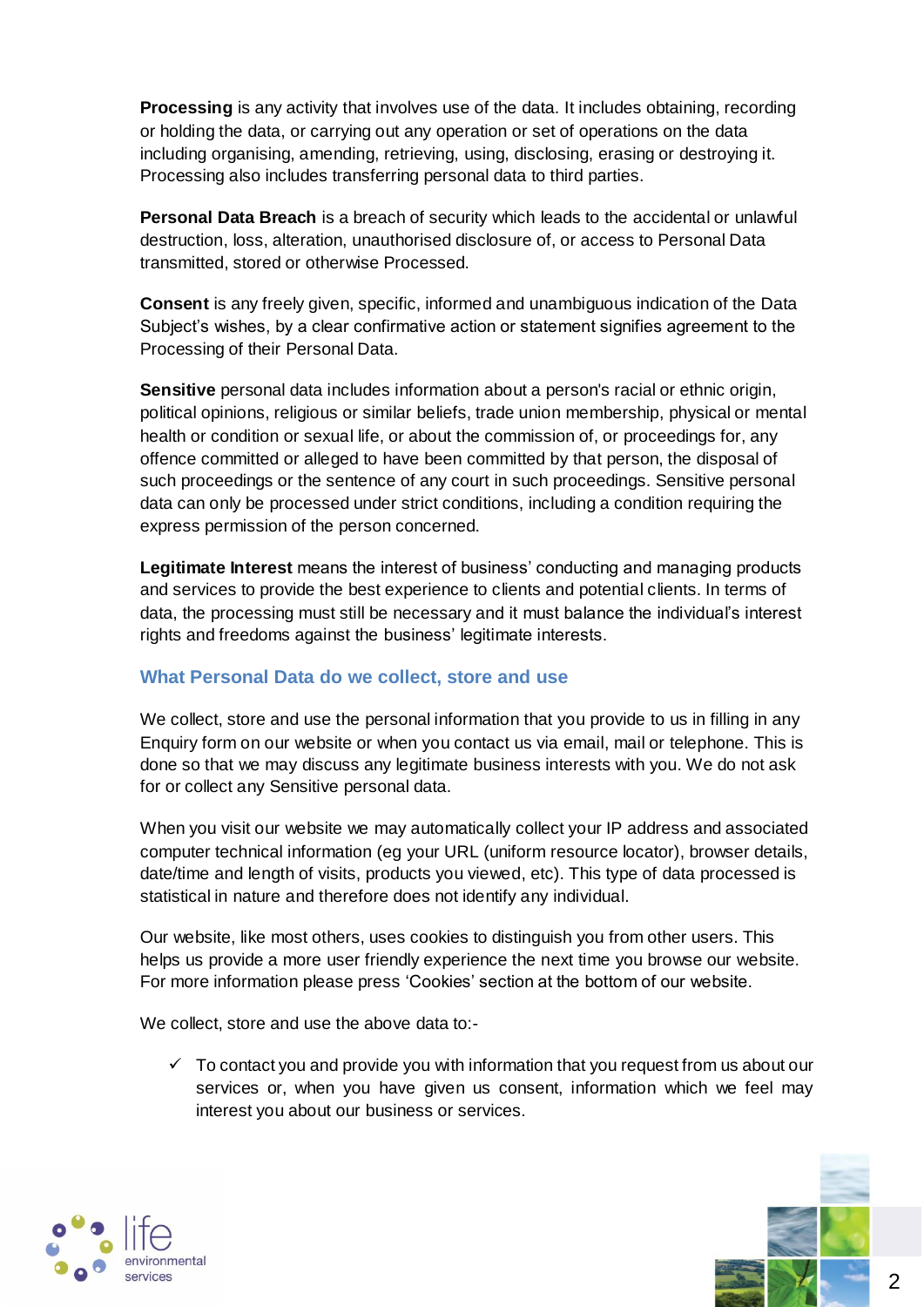**Processing** is any activity that involves use of the data. It includes obtaining, recording or holding the data, or carrying out any operation or set of operations on the data including organising, amending, retrieving, using, disclosing, erasing or destroying it. Processing also includes transferring personal data to third parties.

**Personal Data Breach** is a breach of security which leads to the accidental or unlawful destruction, loss, alteration, unauthorised disclosure of, or access to Personal Data transmitted, stored or otherwise Processed.

**Consent** is any freely given, specific, informed and unambiguous indication of the Data Subject's wishes, by a clear confirmative action or statement signifies agreement to the Processing of their Personal Data.

**Sensitive** personal data includes information about a person's racial or ethnic origin, political opinions, religious or similar beliefs, trade union membership, physical or mental health or condition or sexual life, or about the commission of, or proceedings for, any offence committed or alleged to have been committed by that person, the disposal of such proceedings or the sentence of any court in such proceedings. Sensitive personal data can only be processed under strict conditions, including a condition requiring the express permission of the person concerned.

**Legitimate Interest** means the interest of business' conducting and managing products and services to provide the best experience to clients and potential clients. In terms of data, the processing must still be necessary and it must balance the individual's interest rights and freedoms against the business' legitimate interests.

## What Personal Data do we collect, store and use

We collect, store and use the personal information that you provide to us in filling in any Enquiry form on our website or when you contact us via email, mail or telephone. This is done so that we may discuss any legitimate business interests with you. We do not ask for or collect any Sensitive personal data.

When you visit our website we may automatically collect your IP address and associated computer technical information (eg your URL (uniform resource locator), browser details, date/time and length of visits, products you viewed, etc). This type of data processed is statistical in nature and therefore does not identify any individual.

Our website, like most others, uses cookies to distinguish you from other users. This helps us provide a more user friendly experience the next time you browse our website. For more information please press 'Cookies' section at the bottom of our website.

We collect, store and use the above data to:-

- ✓ To contact you and provide you with information that you request from us about our services or, when you have given us consent, information which we feel may interest you about our business or services.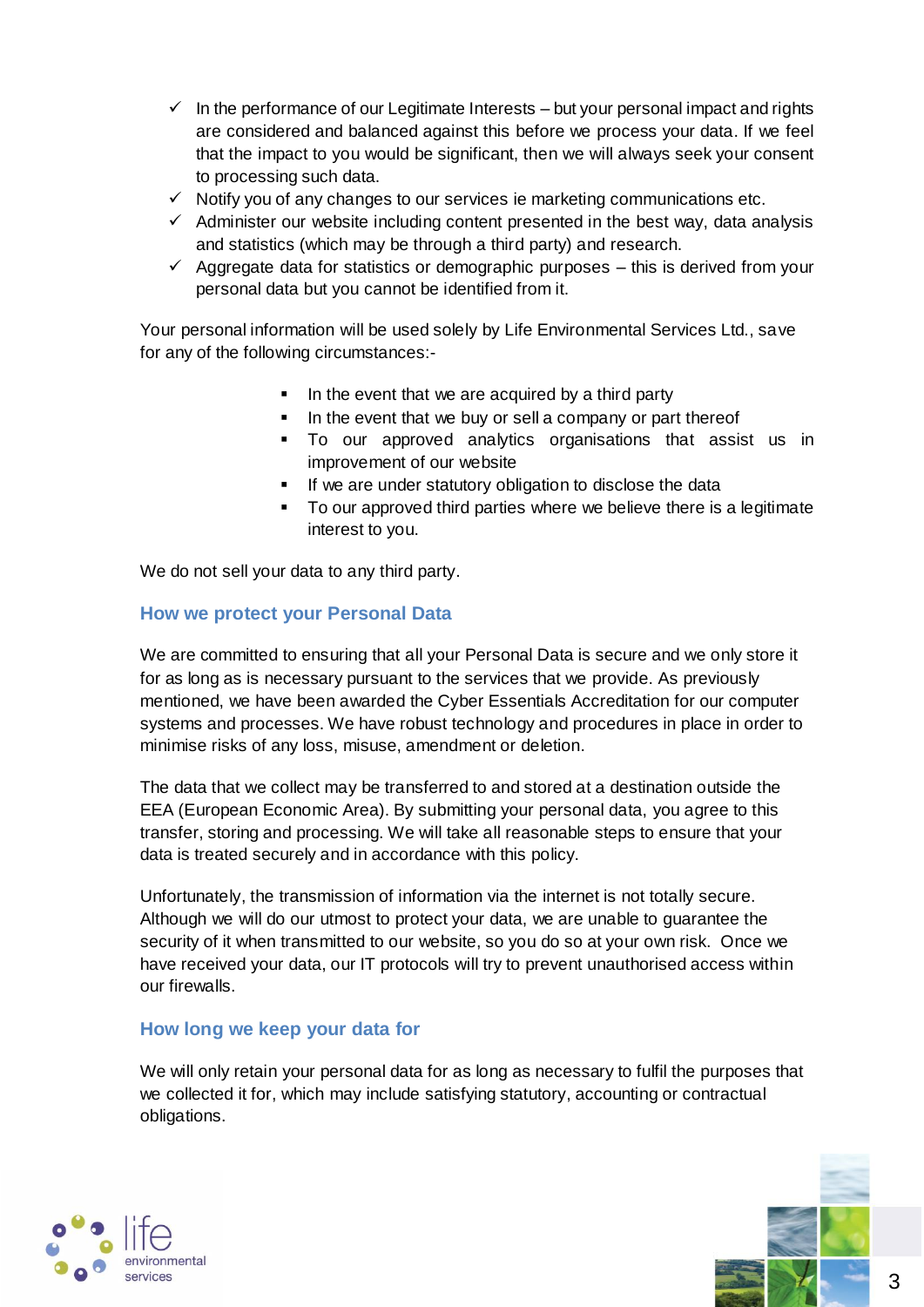- ✓ In the performance of our Legitimate Interests – but your personal impact and rights are considered and balanced against this before we process your data. If we feel that the impact to you would be significant, then we will always seek your consent to processing such data.
- ✓ Notify you of any changes to our services ie marketing communications etc.
- ✓ Administer our website including content presented in the best way, data analysis and statistics (which may be through a third party) and research.
- ✓ Aggregate data for statistics or demographic purposes – this is derived from your personal data but you cannot be identified from it.

Your personal information will be used solely by Life Environmental Services Ltd., save for any of the following circumstances:-

- In the event that we are acquired by a third party
- In the event that we buy or sell a company or part thereof
- To our approved analytics organisations that assist us in improvement of our website
- If we are under statutory obligation to disclose the data
- To our approved third parties where we believe there is a legitimate interest to you.

We do not sell your data to any third party.

## How we protect your Personal Data

We are committed to ensuring that all your Personal Data is secure and we only store it for as long as is necessary pursuant to the services that we provide. As previously mentioned, we have been awarded the Cyber Essentials Accreditation for our computer systems and processes. We have robust technology and procedures in place in order to minimise risks of any loss, misuse, amendment or deletion.

The data that we collect may be transferred to and stored at a destination outside the EEA (European Economic Area). By submitting your personal data, you agree to this transfer, storing and processing. We will take all reasonable steps to ensure that your data is treated securely and in accordance with this policy.

Unfortunately, the transmission of information via the internet is not totally secure. Although we will do our utmost to protect your data, we are unable to guarantee the security of it when transmitted to our website, so you do so at your own risk. Once we have received your data, our IT protocols will try to prevent unauthorised access within our firewalls.

## How long we keep your data for

We will only retain your personal data for as long as necessary to fulfil the purposes that we collected it for, which may include satisfying statutory, accounting or contractual obligations.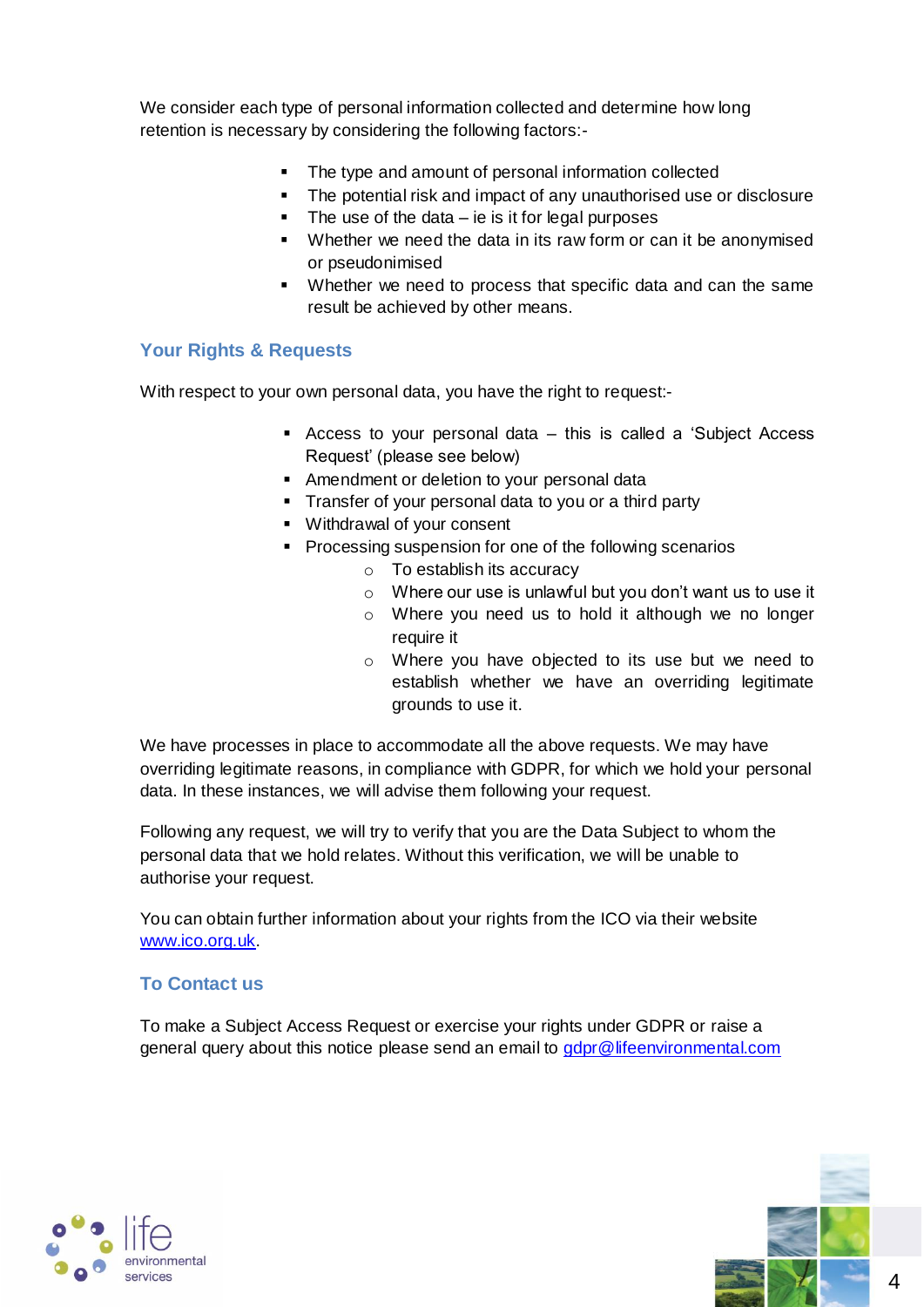We consider each type of personal information collected and determine how long retention is necessary by considering the following factors:-

- The type and amount of personal information collected
- The potential risk and impact of any unauthorised use or disclosure
- The use of the data – ie is it for legal purposes
- Whether we need the data in its raw form or can it be anonymised or pseudonimised
- Whether we need to process that specific data and can the same result be achieved by other means.

## Your Rights & Requests

With respect to your own personal data, you have the right to request:-

- Access to your personal data – this is called a 'Subject Access Request' (please see below)
- Amendment or deletion to your personal data
- Transfer of your personal data to you or a third party
- Withdrawal of your consent
- Processing suspension for one of the following scenarios
  - To establish its accuracy
  - Where our use is unlawful but you don't want us to use it
  - Where you need us to hold it although we no longer require it
  - Where you have objected to its use but we need to establish whether we have an overriding legitimate grounds to use it.

We have processes in place to accommodate all the above requests. We may have overriding legitimate reasons, in compliance with GDPR, for which we hold your personal data. In these instances, we will advise them following your request.

Following any request, we will try to verify that you are the Data Subject to whom the personal data that we hold relates. Without this verification, we will be unable to authorise your request.

You can obtain further information about your rights from the ICO via their website www.ico.org.uk.

## To Contact us

To make a Subject Access Request or exercise your rights under GDPR or raise a general query about this notice please send an email to gdpr@lifeenvironmental.com

life environmental services